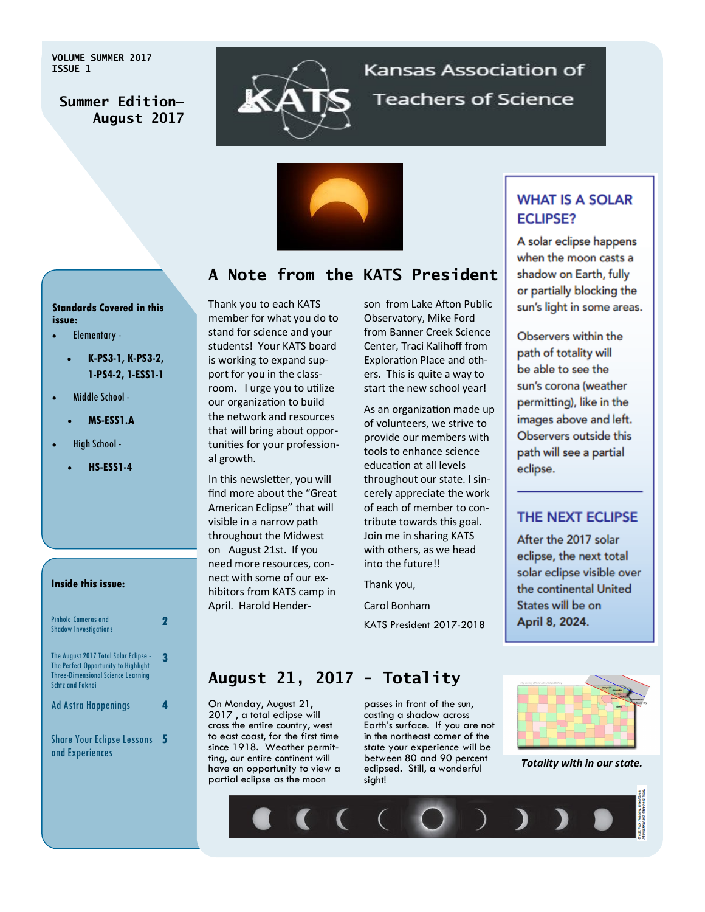VOLUME SUMMER 2017
ISSUE 1

Summer Edition— August 2017

# Kansas Association of Teachers of Science

**Standards Covered in this issue:**

- Elementary -
  - **K-PS3-1, K-PS3-2, 1-PS4-2, 1-ESS1-1**
- Middle School -
  - **MS-ESS1.A**
- High School -
  - **HS-ESS1-4**

**Inside this issue:**

| | |
|---|---|
| Pinhole Cameras and Shadow Investigations | 2 |
| The August 2017 Total Solar Eclipse - The Perfect Opportunity to Highlight Three-Dimensional Science Learning Schtz and Faknoi | 3 |
| Ad Astra Happenings | 4 |
| Share Your Eclipse Lessons and Experiences | 5 |

## A Note from the KATS President

Thank you to each KATS member for what you do to stand for science and your students! Your KATS board is working to expand support for you in the classroom. I urge you to utilize our organization to build the network and resources that will bring about opportunities for your professional growth.

In this newsletter, you will find more about the "Great American Eclipse" that will visible in a narrow path throughout the Midwest on August 21st. If you need more resources, connect with some of our exhibitors from KATS camp in April. Harold Henderson from Lake Afton Public Observatory, Mike Ford from Banner Creek Science Center, Traci Kalihoff from Exploration Place and others. This is quite a way to start the new school year!

As an organization made up of volunteers, we strive to provide our members with tools to enhance science education at all levels throughout our state. I sincerely appreciate the work of each of member to contribute towards this goal. Join me in sharing KATS with others, as we head into the future!!

Thank you,

Carol Bonham

KATS President 2017-2018

### WHAT IS A SOLAR ECLIPSE?

A solar eclipse happens when the moon casts a shadow on Earth, fully or partially blocking the sun's light in some areas.

Observers within the path of totality will be able to see the sun's corona (weather permitting), like in the images above and left. Observers outside this path will see a partial eclipse.

### THE NEXT ECLIPSE

After the 2017 solar eclipse, the next total solar eclipse visible over the continental United States will be on **April 8, 2024**.

## August 21, 2017 - Totality

On Monday, August 21, 2017 , a total eclipse will cross the entire country, west to east coast, for the first time since 1918. Weather permitting, our entire continent will have an opportunity to view a partial eclipse as the moon passes in front of the sun, casting a shadow across Earth's surface. If you are not in the northeast corner of the state your experience will be between 80 and 90 percent eclipsed. Still, a wonderful sight!

*Totality with in our state.*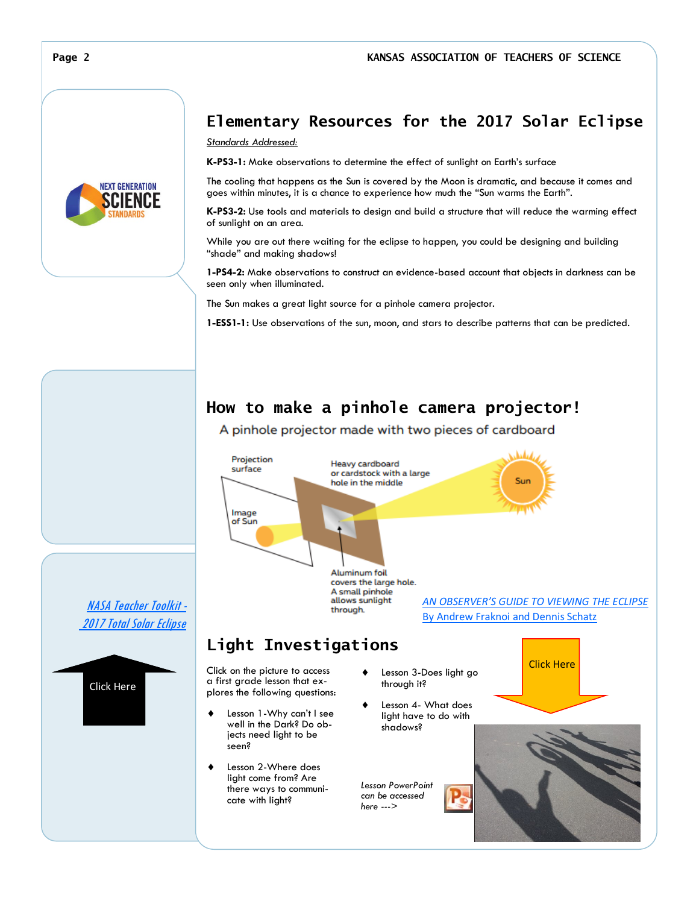# Elementary Resources for the 2017 Solar Eclipse

*Standards Addressed:*

**K-PS3-1:** Make observations to determine the effect of sunlight on Earth's surface

The cooling that happens as the Sun is covered by the Moon is dramatic, and because it comes and goes within minutes, it is a chance to experience how much the "Sun warms the Earth".

**K-PS3-2:** Use tools and materials to design and build a structure that will reduce the warming effect of sunlight on an area.

While you are out there waiting for the eclipse to happen, you could be designing and building "shade" and making shadows!

**1-PS4-2:** Make observations to construct an evidence-based account that objects in darkness can be seen only when illuminated.

The Sun makes a great light source for a pinhole camera projector.

**1-ESS1-1:** Use observations of the sun, moon, and stars to describe patterns that can be predicted.

## How to make a pinhole camera projector!

A pinhole projector made with two pieces of cardboard

Projection surface

Image of Sun

Heavy cardboard or cardstock with a large hole in the middle

Sun

Aluminum foil covers the large hole. A small pinhole allows sunlight through.

AN OBSERVER'S GUIDE TO VIEWING THE ECLIPSE
By Andrew Fraknoi and Dennis Schatz

NASA Teacher Toolkit - 2017 Total Solar Eclipse

Click Here

## Light Investigations

Click on the picture to access a first grade lesson that explores the following questions:

- Lesson 1-Why can't I see well in the Dark? Do objects need light to be seen?
- Lesson 2-Where does light come from? Are there ways to communicate with light?
- Lesson 3-Does light go through it?
- Lesson 4- What does light have to do with shadows?

*Lesson PowerPoint can be accessed here --->*

Click Here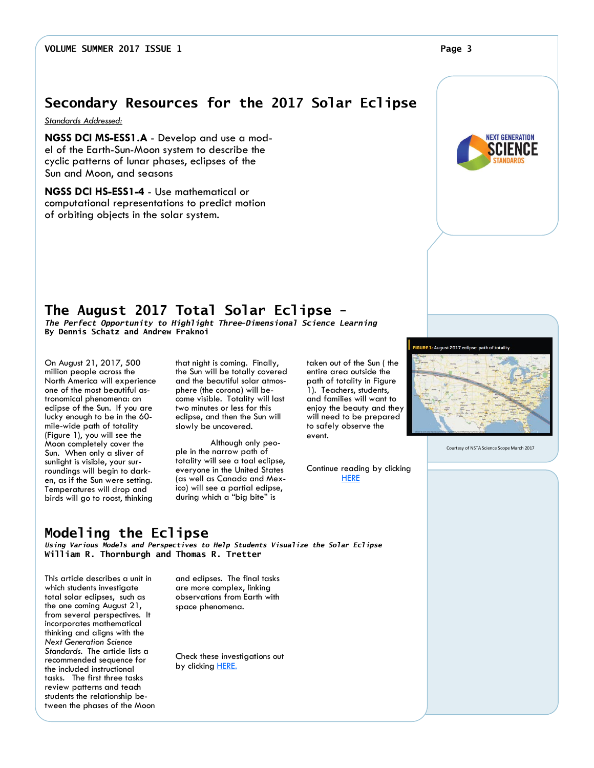## Secondary Resources for the 2017 Solar Eclipse

*Standards Addressed:*

**NGSS DCI MS-ESS1.A** - Develop and use a model of the Earth-Sun-Moon system to describe the cyclic patterns of lunar phases, eclipses of the Sun and Moon, and seasons

**NGSS DCI HS-ESS1-4** - Use mathematical or computational representations to predict motion of orbiting objects in the solar system.

## The August 2017 Total Solar Eclipse -

***The Perfect Opportunity to Highlight Three-Dimensional Science Learning***

**By Dennis Schatz and Andrew Fraknoi**

On August 21, 2017, 500 million people across the North America will experience one of the most beautiful astronomical phenomena: an eclipse of the Sun. If you are lucky enough to be in the 60-mile-wide path of totality (Figure 1), you will see the Moon completely cover the Sun. When only a sliver of sunlight is visible, your surroundings will begin to darken, as if the Sun were setting. Temperatures will drop and birds will go to roost, thinking that night is coming. Finally, the Sun will be totally covered and the beautiful solar atmosphere (the corona) will become visible. Totality will last two minutes or less for this eclipse, and then the Sun will slowly be uncovered.

Although only people in the narrow path of totality will see a toal eclipse, everyone in the United States (as well as Canada and Mexico) will see a partial eclipse, during which a "big bite" is taken out of the Sun ( the entire area outside the path of totality in Figure 1). Teachers, students, and families will want to enjoy the beauty and they will need to be prepared to safely observe the event.

Continue reading by clicking HERE

FIGURE 1: August 2017 eclipse path of totality

Courtesy of NSTA Science Scope March 2017

## Modeling the Eclipse

***Using Various Models and Perspectives to Help Students Visualize the Solar Eclipse***

**William R. Thornburgh and Thomas R. Tretter**

This article describes a unit in which students investigate total solar eclipses, such as the one coming August 21, from several perspectives. It incorporates mathematical thinking and aligns with the *Next Generation Science Standards*. The article lists a recommended sequence for the included instructional tasks. The first three tasks review patterns and teach students the relationship between the phases of the Moon and eclipses. The final tasks are more complex, linking observations from Earth with space phenomena.

Check these investigations out by clicking HERE.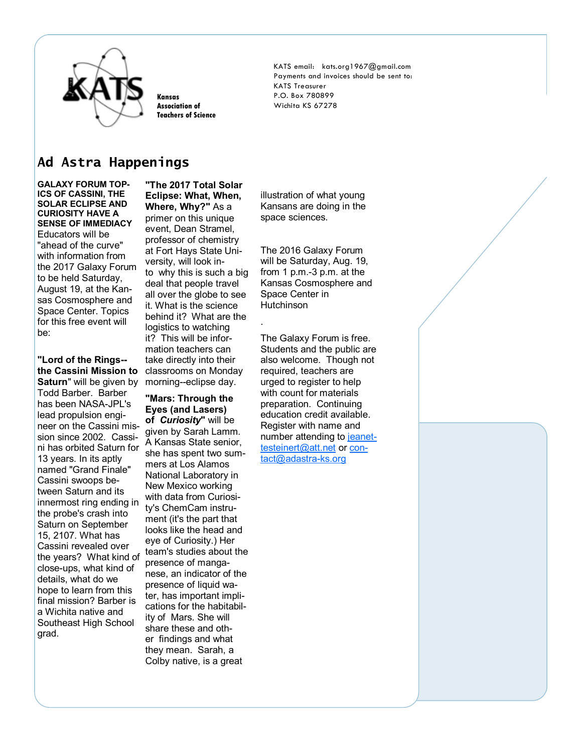Kansas Association of Teachers of Science

KATS email: kats.org1967@gmail.com
Payments and invoices should be sent to:
KATS Treasurer
P.O. Box 780899
Wichita KS 67278

# Ad Astra Happenings

**GALAXY FORUM TOPICS OF CASSINI, THE SOLAR ECLIPSE AND CURIOSITY HAVE A SENSE OF IMMEDIACY**
Educators will be "ahead of the curve" with information from the 2017 Galaxy Forum to be held Saturday, August 19, at the Kansas Cosmosphere and Space Center. Topics for this free event will be:

**"Lord of the Rings--the Cassini Mission to Saturn"** will be given by Todd Barber. Barber has been NASA-JPL's lead propulsion engineer on the Cassini mission since 2002. Cassini has orbited Saturn for 13 years. In its aptly named "Grand Finale" Cassini swoops between Saturn and its innermost ring ending in the probe's crash into Saturn on September 15, 2107. What has Cassini revealed over the years? What kind of close-ups, what kind of details, what do we hope to learn from this final mission? Barber is a Wichita native and Southeast High School grad.

**"The 2017 Total Solar Eclipse: What, When, Where, Why?"** As a primer on this unique event, Dean Stramel, professor of chemistry at Fort Hays State University, will look into why this is such a big deal that people travel all over the globe to see it. What is the science behind it? What are the logistics to watching it? This will be information teachers can take directly into their classrooms on Monday morning--eclipse day.

**"Mars: Through the Eyes (and Lasers) of *Curiosity*"** will be given by Sarah Lamm. A Kansas State senior, she has spent two summers at Los Alamos National Laboratory in New Mexico working with data from Curiosity's ChemCam instrument (it's the part that looks like the head and eye of Curiosity.) Her team's studies about the presence of manganese, an indicator of the presence of liquid water, has important implications for the habitability of Mars. She will share these and other findings and what they mean. Sarah, a Colby native, is a great illustration of what young Kansans are doing in the space sciences.

The 2016 Galaxy Forum will be Saturday, Aug. 19, from 1 p.m.-3 p.m. at the Kansas Cosmosphere and Space Center in Hutchinson

.

The Galaxy Forum is free. Students and the public are also welcome. Though not required, teachers are urged to register to help with count for materials preparation. Continuing education credit available. Register with name and number attending to jeanettesteinert@att.net or contact@adastra-ks.org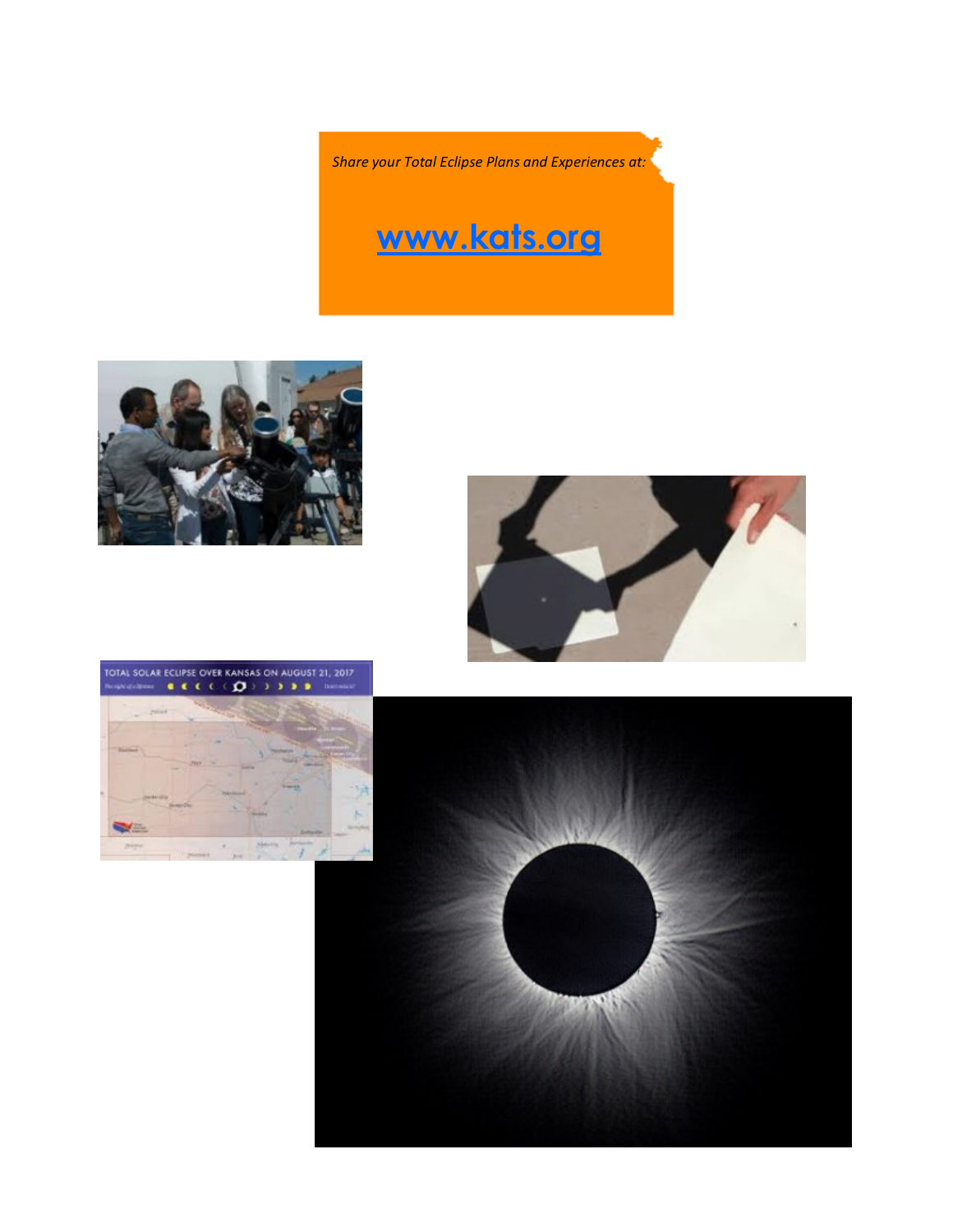*Share your Total Eclipse Plans and Experiences at:*

**[www.kats.org](http://www.kats.org)**